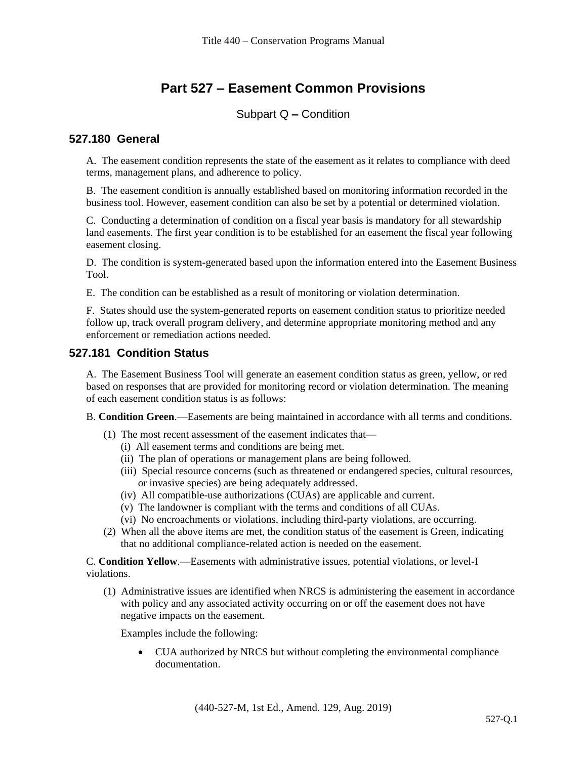# Part 527 – Easement Common Provisions

## Subpart Q – Condition

### 527.180 General

A. The easement condition represents the state of the easement as it relates to compliance with deed terms, management plans, and adherence to policy.

B. The easement condition is annually established based on monitoring information recorded in the business tool. However, easement condition can also be set by a potential or determined violation.

C. Conducting a determination of condition on a fiscal year basis is mandatory for all stewardship land easements. The first year condition is to be established for an easement the fiscal year following easement closing.

D. The condition is system-generated based upon the information entered into the Easement Business Tool.

E. The condition can be established as a result of monitoring or violation determination.

F. States should use the system-generated reports on easement condition status to prioritize needed follow up, track overall program delivery, and determine appropriate monitoring method and any enforcement or remediation actions needed.

### 527.181 Condition Status

A. The Easement Business Tool will generate an easement condition status as green, yellow, or red based on responses that are provided for monitoring record or violation determination. The meaning of each easement condition status is as follows:

B. **Condition Green**.—Easements are being maintained in accordance with all terms and conditions.

(1) The most recent assessment of the easement indicates that—
  - (i) All easement terms and conditions are being met.
  - (ii) The plan of operations or management plans are being followed.
  - (iii) Special resource concerns (such as threatened or endangered species, cultural resources, or invasive species) are being adequately addressed.
  - (iv) All compatible-use authorizations (CUAs) are applicable and current.
  - (v) The landowner is compliant with the terms and conditions of all CUAs.
  - (vi) No encroachments or violations, including third-party violations, are occurring.

(2) When all the above items are met, the condition status of the easement is Green, indicating that no additional compliance-related action is needed on the easement.

C. **Condition Yellow**.—Easements with administrative issues, potential violations, or level-I violations.

(1) Administrative issues are identified when NRCS is administering the easement in accordance with policy and any associated activity occurring on or off the easement does not have negative impacts on the easement.

Examples include the following:

- CUA authorized by NRCS but without completing the environmental compliance documentation.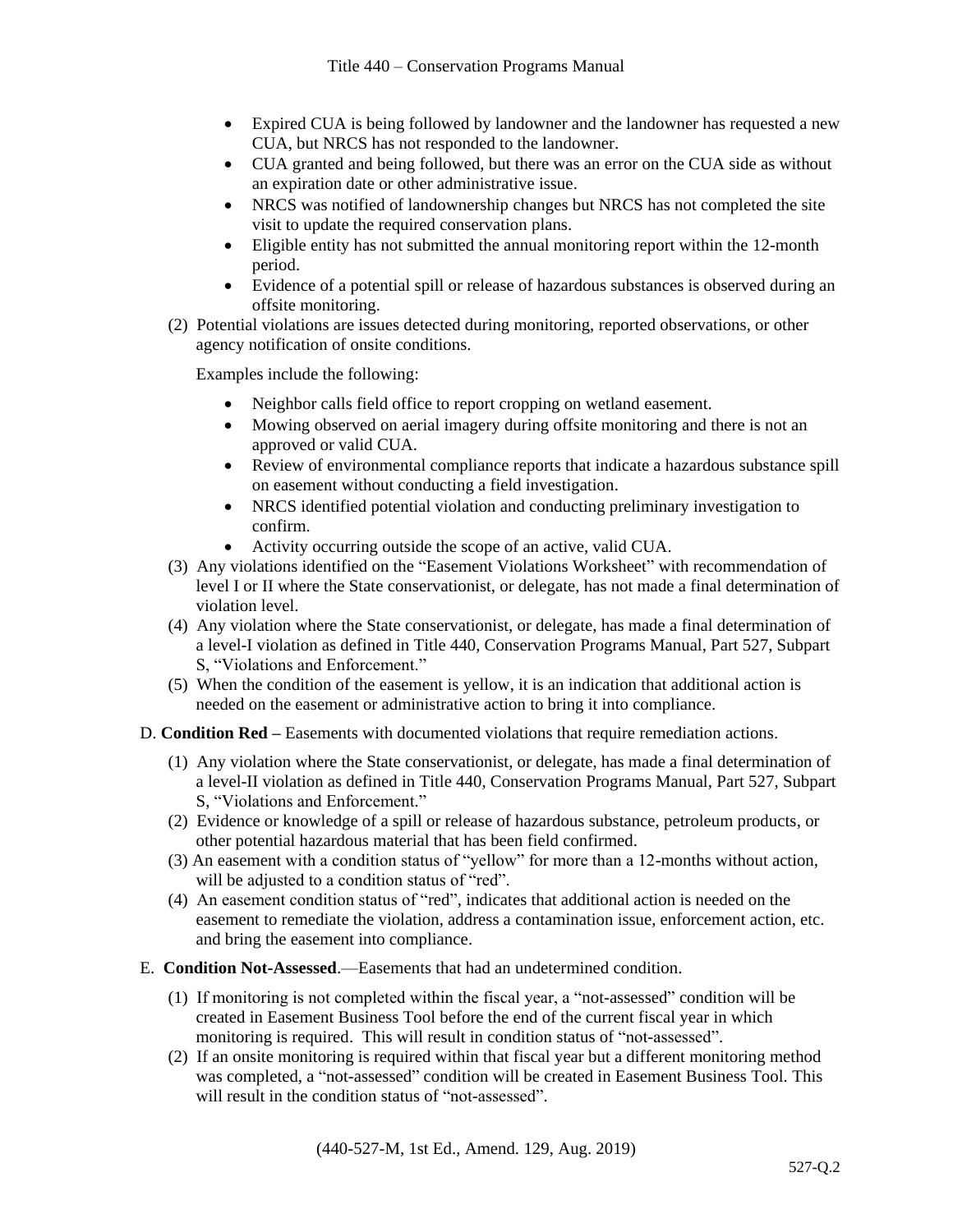- Expired CUA is being followed by landowner and the landowner has requested a new CUA, but NRCS has not responded to the landowner.
- CUA granted and being followed, but there was an error on the CUA side as without an expiration date or other administrative issue.
- NRCS was notified of landownership changes but NRCS has not completed the site visit to update the required conservation plans.
- Eligible entity has not submitted the annual monitoring report within the 12-month period.
- Evidence of a potential spill or release of hazardous substances is observed during an offsite monitoring.

(2) Potential violations are issues detected during monitoring, reported observations, or other agency notification of onsite conditions.

Examples include the following:

- Neighbor calls field office to report cropping on wetland easement.
- Mowing observed on aerial imagery during offsite monitoring and there is not an approved or valid CUA.
- Review of environmental compliance reports that indicate a hazardous substance spill on easement without conducting a field investigation.
- NRCS identified potential violation and conducting preliminary investigation to confirm.
- Activity occurring outside the scope of an active, valid CUA.

(3) Any violations identified on the "Easement Violations Worksheet" with recommendation of level I or II where the State conservationist, or delegate, has not made a final determination of violation level.

(4) Any violation where the State conservationist, or delegate, has made a final determination of a level-I violation as defined in Title 440, Conservation Programs Manual, Part 527, Subpart S, "Violations and Enforcement."

(5) When the condition of the easement is yellow, it is an indication that additional action is needed on the easement or administrative action to bring it into compliance.

D. **Condition Red –** Easements with documented violations that require remediation actions.

(1) Any violation where the State conservationist, or delegate, has made a final determination of a level-II violation as defined in Title 440, Conservation Programs Manual, Part 527, Subpart S, "Violations and Enforcement."

(2) Evidence or knowledge of a spill or release of hazardous substance, petroleum products, or other potential hazardous material that has been field confirmed.

(3) An easement with a condition status of "yellow" for more than a 12-months without action, will be adjusted to a condition status of "red".

(4) An easement condition status of "red", indicates that additional action is needed on the easement to remediate the violation, address a contamination issue, enforcement action, etc. and bring the easement into compliance.

E. **Condition Not-Assessed**.—Easements that had an undetermined condition.

(1) If monitoring is not completed within the fiscal year, a "not-assessed" condition will be created in Easement Business Tool before the end of the current fiscal year in which monitoring is required. This will result in condition status of "not-assessed".

(2) If an onsite monitoring is required within that fiscal year but a different monitoring method was completed, a "not-assessed" condition will be created in Easement Business Tool. This will result in the condition status of "not-assessed".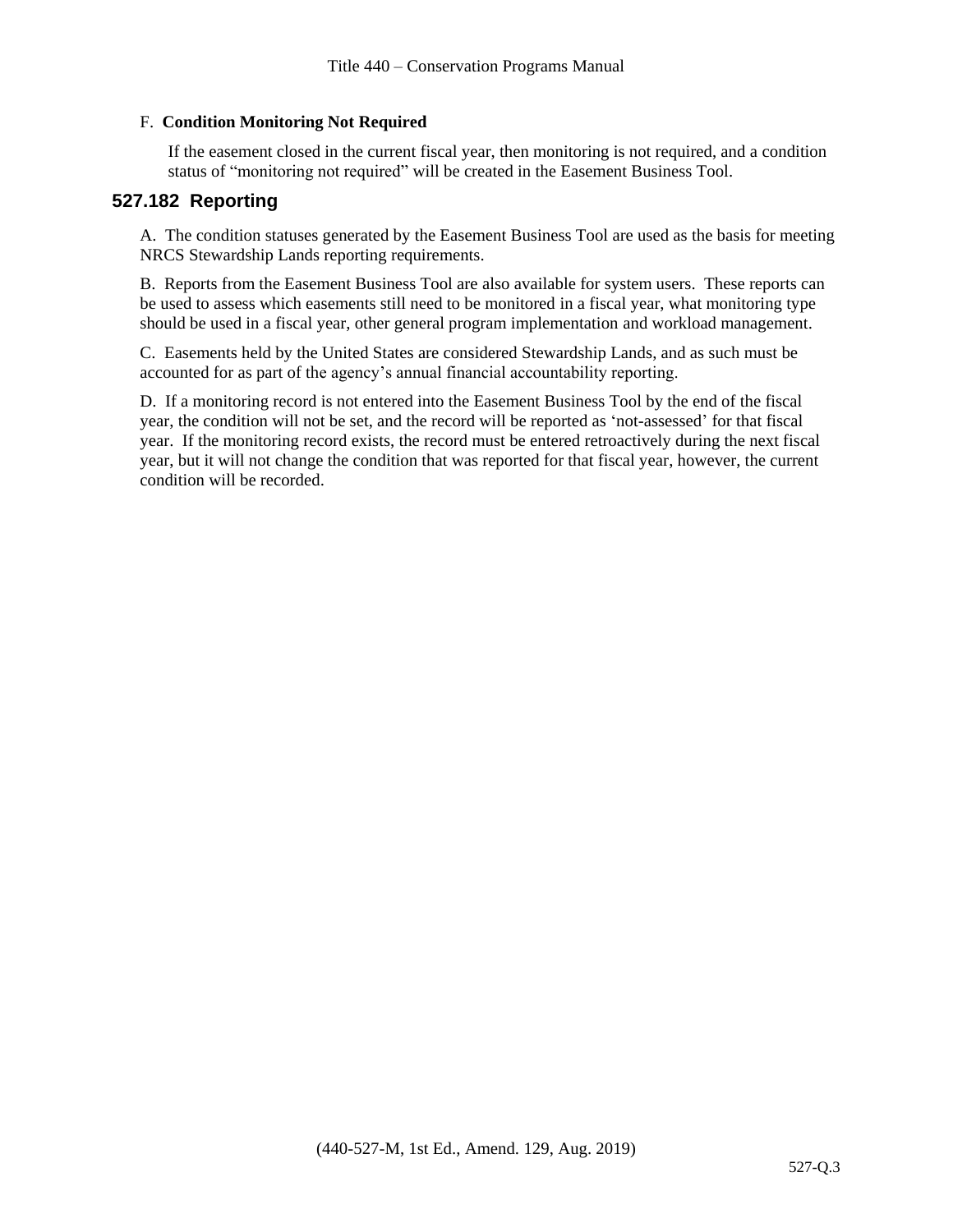F. **Condition Monitoring Not Required**

If the easement closed in the current fiscal year, then monitoring is not required, and a condition status of "monitoring not required" will be created in the Easement Business Tool.

## 527.182 Reporting

A. The condition statuses generated by the Easement Business Tool are used as the basis for meeting NRCS Stewardship Lands reporting requirements.

B. Reports from the Easement Business Tool are also available for system users. These reports can be used to assess which easements still need to be monitored in a fiscal year, what monitoring type should be used in a fiscal year, other general program implementation and workload management.

C. Easements held by the United States are considered Stewardship Lands, and as such must be accounted for as part of the agency's annual financial accountability reporting.

D. If a monitoring record is not entered into the Easement Business Tool by the end of the fiscal year, the condition will not be set, and the record will be reported as 'not-assessed' for that fiscal year. If the monitoring record exists, the record must be entered retroactively during the next fiscal year, but it will not change the condition that was reported for that fiscal year, however, the current condition will be recorded.

(440-527-M, 1st Ed., Amend. 129, Aug. 2019)